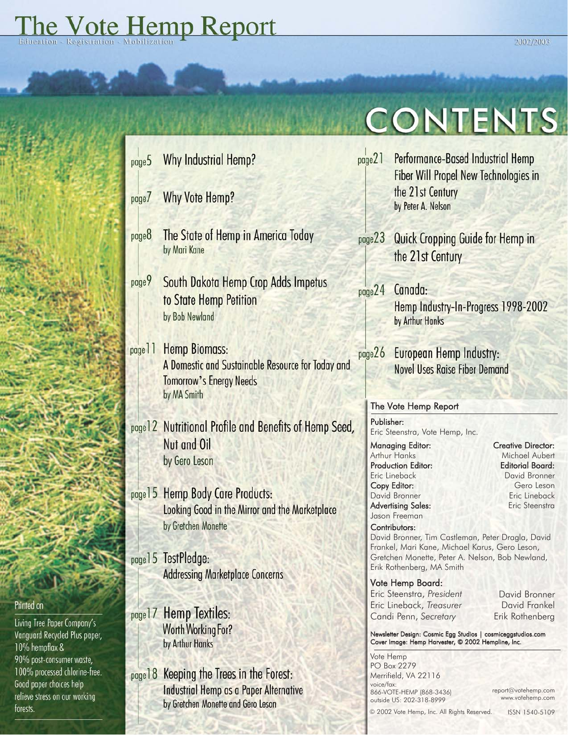# The Vote Hemp Report

Education - Registration - Mobilization

2002/2003

# CONTENTS

- page 5 Why Industrial Hemp?
- page 7 Why Vote Hemp?
- page 8 The State of Hemp in America Today
  by Mari Kane
- page 9 South Dakota Hemp Crop Adds Impetus to State Hemp Petition
  by Bob Newland
- page 11 Hemp Biomass:
  A Domestic and Sustainable Resource for Today and Tomorrow's Energy Needs
  by MA Smith
- page 12 Nutritional Profile and Benefits of Hemp Seed, Nut and Oil
  by Gero Leson
- page 15 Hemp Body Care Products:
  Looking Good in the Mirror and the Marketplace
  by Gretchen Monette
- page 15 TestPledge:
  Addressing Marketplace Concerns
- page 17 Hemp Textiles:
  Worth Working For?
  by Arthur Hanks
- page 18 Keeping the Trees in the Forest:
  Industrial Hemp as a Paper Alternative
  by Gretchen Monette and Gero Leson
- page 21 Performance-Based Industrial Hemp Fiber Will Propel New Technologies in the 21st Century
  by Peter A. Nelson
- page 23 Quick Cropping Guide for Hemp in the 21st Century
- page 24 Canada:
  Hemp Industry-In-Progress 1998-2002
  by Arthur Hanks
- page 26 European Hemp Industry:
  Novel Uses Raise Fiber Demand

Printed on

Living Tree Paper Company's Vanguard Recycled Plus paper, 10% hempflax & 90% post-consumer waste, 100% processed chlorine-free. Good paper choices help relieve stress on our working forests.

## The Vote Hemp Report

**Publisher:**
Eric Steenstra, Vote Hemp, Inc.

**Managing Editor:**
Arthur Hanks

**Production Editor:**
Eric Lineback

**Copy Editor:**
David Bronner

**Advertising Sales:**
Jason Freeman

**Creative Director:**
Michael Aubert

**Editorial Board:**
David Bronner
Gero Leson
Eric Lineback
Eric Steenstra

**Contributors:**
David Bronner, Tim Castleman, Peter Dragla, David Frankel, Mari Kane, Michael Karus, Gero Leson, Gretchen Monette, Peter A. Nelson, Bob Newland, Erik Rothenberg, MA Smith

**Vote Hemp Board:**
Eric Steenstra, *President*
Eric Lineback, *Treasurer*
Candi Penn, *Secretary*
David Bronner
David Frankel
Erik Rothenberg

Newsletter Design: Cosmic Egg Studios | cosmiceggstudios.com
Cover Image: Hemp Harvester, © 2002 Hempline, Inc.

Vote Hemp
PO Box 2279
Merrifield, VA 22116
voice/fax:
866-VOTE-HEMP (868-3436)
outside US: 202-318-8999

report@votehemp.com
www.votehemp.com

© 2002 Vote Hemp, Inc. All Rights Reserved. ISSN 1540-5109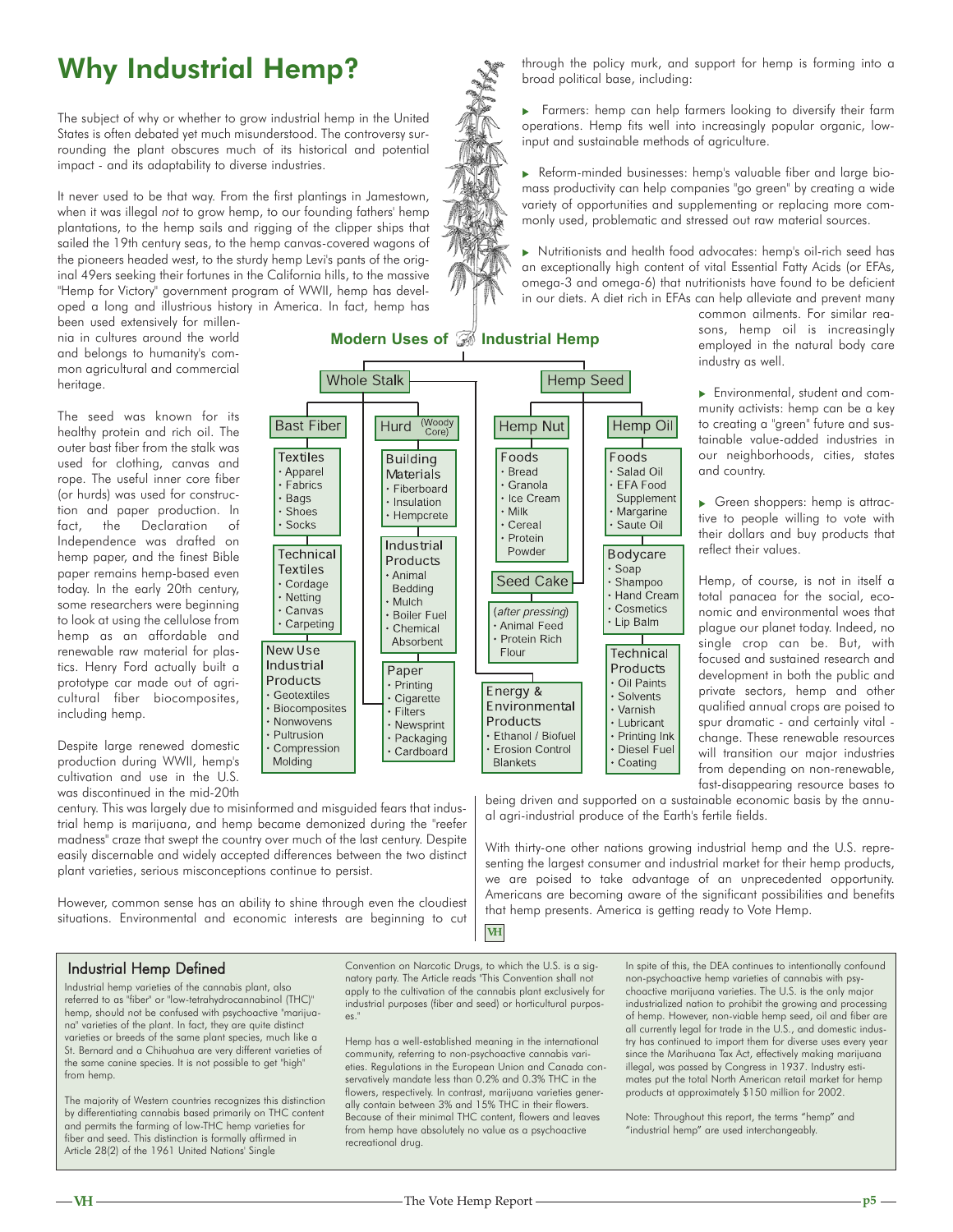# Why Industrial Hemp?

The subject of why or whether to grow industrial hemp in the United States is often debated yet much misunderstood. The controversy surrounding the plant obscures much of its historical and potential impact - and its adaptability to diverse industries.

It never used to be that way. From the first plantings in Jamestown, when it was illegal *not* to grow hemp, to our founding fathers' hemp plantations, to the hemp sails and rigging of the clipper ships that sailed the 19th century seas, to the hemp canvas-covered wagons of the pioneers headed west, to the sturdy hemp Levi's pants of the original 49ers seeking their fortunes in the California hills, to the massive "Hemp for Victory" government program of WWII, hemp has developed a long and illustrious history in America. In fact, hemp has been used extensively for millennia in cultures around the world and belongs to humanity's common agricultural and commercial heritage.

The seed was known for its healthy protein and rich oil. The outer bast fiber from the stalk was used for clothing, canvas and rope. The useful inner core fiber (or hurds) was used for construction and paper production. In fact, the Declaration of Independence was drafted on hemp paper, and the finest Bible paper remains hemp-based even today. In the early 20th century, some researchers were beginning to look at using the cellulose from hemp as an affordable and renewable raw material for plastics. Henry Ford actually built a prototype car made out of agricultural fiber biocomposites, including hemp.

Despite large renewed domestic production during WWII, hemp's cultivation and use in the U.S. was discontinued in the mid-20th century. This was largely due to misinformed and misguided fears that industrial hemp is marijuana, and hemp became demonized during the "reefer madness" craze that swept the country over much of the last century. Despite easily discernable and widely accepted differences between the two distinct plant varieties, serious misconceptions continue to persist.

However, common sense has an ability to shine through even the cloudiest situations. Environmental and economic interests are beginning to cut through the policy murk, and support for hemp is forming into a broad political base, including:

- Farmers: hemp can help farmers looking to diversify their farm operations. Hemp fits well into increasingly popular organic, low-input and sustainable methods of agriculture.
- Reform-minded businesses: hemp's valuable fiber and large biomass productivity can help companies "go green" by creating a wide variety of opportunities and supplementing or replacing more commonly used, problematic and stressed out raw material sources.
- Nutritionists and health food advocates: hemp's oil-rich seed has an exceptionally high content of vital Essential Fatty Acids (or EFAs, omega-3 and omega-6) that nutritionists have found to be deficient in our diets. A diet rich in EFAs can help alleviate and prevent many common ailments. For similar reasons, hemp oil is increasingly employed in the natural body care industry as well.
- Environmental, student and community activists: hemp can be a key to creating a "green" future and sustainable value-added industries in our neighborhoods, cities, states and country.
- Green shoppers: hemp is attractive to people willing to vote with their dollars and buy products that reflect their values.

Hemp, of course, is not in itself a total panacea for the social, economic and environmental woes that plague our planet today. Indeed, no single crop can be. But, with focused and sustained research and development in both the public and private sectors, hemp and other qualified annual crops are poised to spur dramatic - and certainly vital - change. These renewable resources will transition our major industries from depending on non-renewable, fast-disappearing resource bases to being driven and supported on a sustainable economic basis by the annual agri-industrial produce of the Earth's fertile fields.

With thirty-one other nations growing industrial hemp and the U.S. representing the largest consumer and industrial market for their hemp products, we are poised to take advantage of an unprecedented opportunity. Americans are becoming aware of the significant possibilities and benefits that hemp presents. America is getting ready to Vote Hemp.

## Modern Uses of Industrial Hemp

**Whole Stalk**

- **Bast Fiber**
  - Textiles: Apparel, Fabrics, Bags, Shoes, Socks
  - Technical Textiles: Cordage, Netting, Canvas, Carpeting
  - New Use Industrial Products: Geotextiles, Biocomposites, Nonwovens, Pultrusion, Compression Molding
- **Hurd** (Woody Core)
  - Building Materials: Fiberboard, Insulation, Hempcrete
  - Industrial Products: Animal Bedding, Mulch, Boiler Fuel, Chemical Absorbent
  - Paper: Printing, Cigarette, Filters, Newsprint, Packaging, Cardboard
- Energy & Environmental Products: Ethanol / Biofuel, Erosion Control Blankets

**Hemp Seed**

- **Hemp Nut**
  - Foods: Bread, Granola, Ice Cream, Milk, Cereal, Protein Powder
- **Seed Cake** (*after pressing*): Animal Feed, Protein Rich Flour
- **Hemp Oil**
  - Foods: Salad Oil, EFA Food Supplement, Margarine, Saute Oil
  - Bodycare: Soap, Shampoo, Hand Cream, Cosmetics, Lip Balm
  - Technical Products: Oil Paints, Solvents, Varnish, Lubricant, Printing Ink, Diesel Fuel, Coating

### Industrial Hemp Defined

Industrial hemp varieties of the cannabis plant, also referred to as "fiber" or "low-tetrahydrocannabinol (THC)" hemp, should not be confused with psychoactive "marijuana" varieties of the plant. In fact, they are quite distinct varieties or breeds of the same plant species, much like a St. Bernard and a Chihuahua are very different varieties of the same canine species. It is not possible to get "high" from hemp.

The majority of Western countries recognizes this distinction by differentiating cannabis based primarily on THC content and permits the farming of low-THC hemp varieties for fiber and seed. This distinction is formally affirmed in Article 28(2) of the 1961 United Nations' Single Convention on Narcotic Drugs, to which the U.S. is a signatory party. The Article reads "This Convention shall not apply to the cultivation of the cannabis plant exclusively for industrial purposes (fiber and seed) or horticultural purposes."

Hemp has a well-established meaning in the international community, referring to non-psychoactive cannabis varieties. Regulations in the European Union and Canada conservatively mandate less than 0.2% and 0.3% THC in the flowers, respectively. In contrast, marijuana varieties generally contain between 3% and 15% THC in their flowers. Because of their minimal THC content, flowers and leaves from hemp have absolutely no value as a psychoactive recreational drug.

In spite of this, the DEA continues to intentionally confound non-psychoactive hemp varieties of cannabis with psychoactive marijuana varieties. The U.S. is the only major industrialized nation to prohibit the growing and processing of hemp. However, non-viable hemp seed, oil and fiber are all currently legal for trade in the U.S., and domestic industry has continued to import them for diverse uses every year since the Marihuana Tax Act, effectively making marijuana illegal, was passed by Congress in 1937. Industry estimates put the total North American retail market for hemp products at approximately $150 million for 2002.

Note: Throughout this report, the terms "hemp" and "industrial hemp" are used interchangeably.